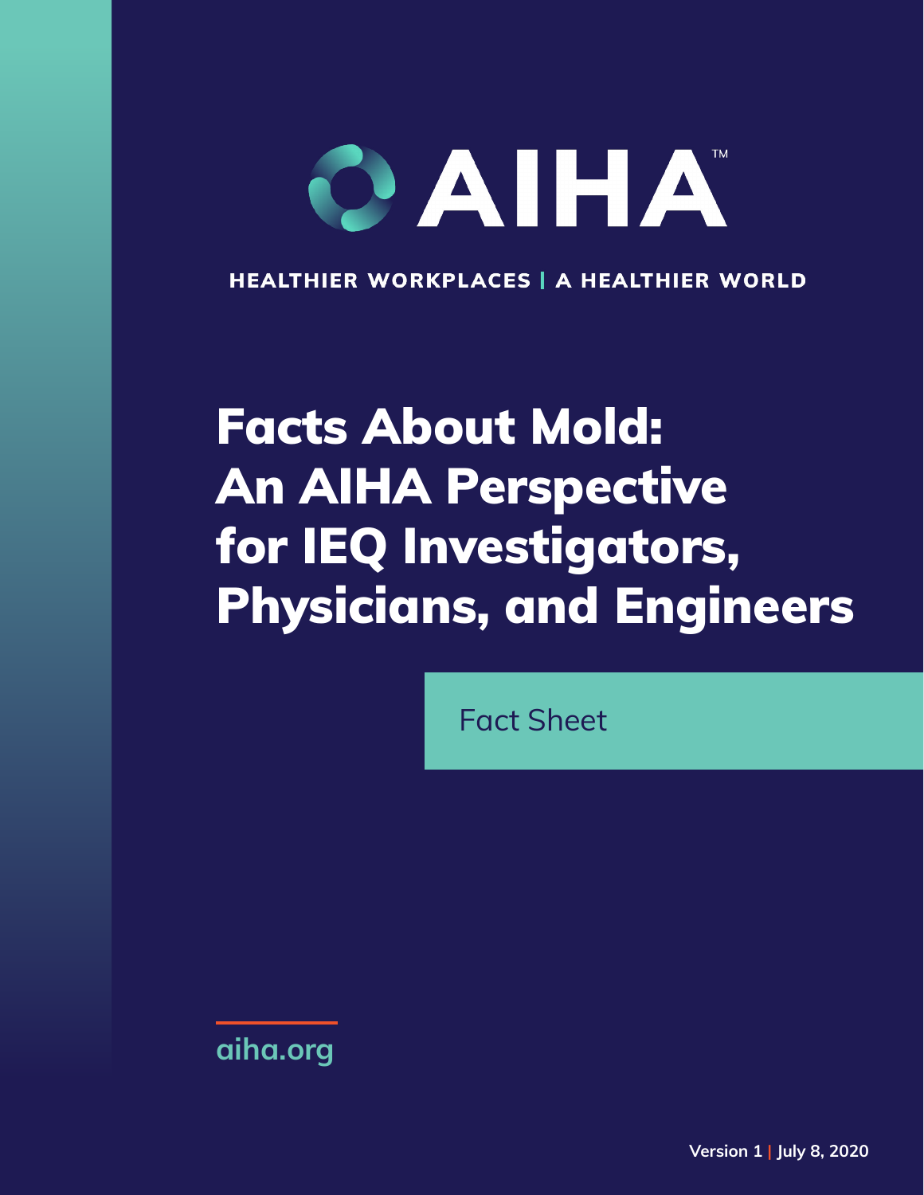AIHA™

HEALTHIER WORKPLACES | A HEALTHIER WORLD

# Facts About Mold: An AIHA Perspective for IEQ Investigators, Physicians, and Engineers

Fact Sheet

aiha.org

Version 1 | July 8, 2020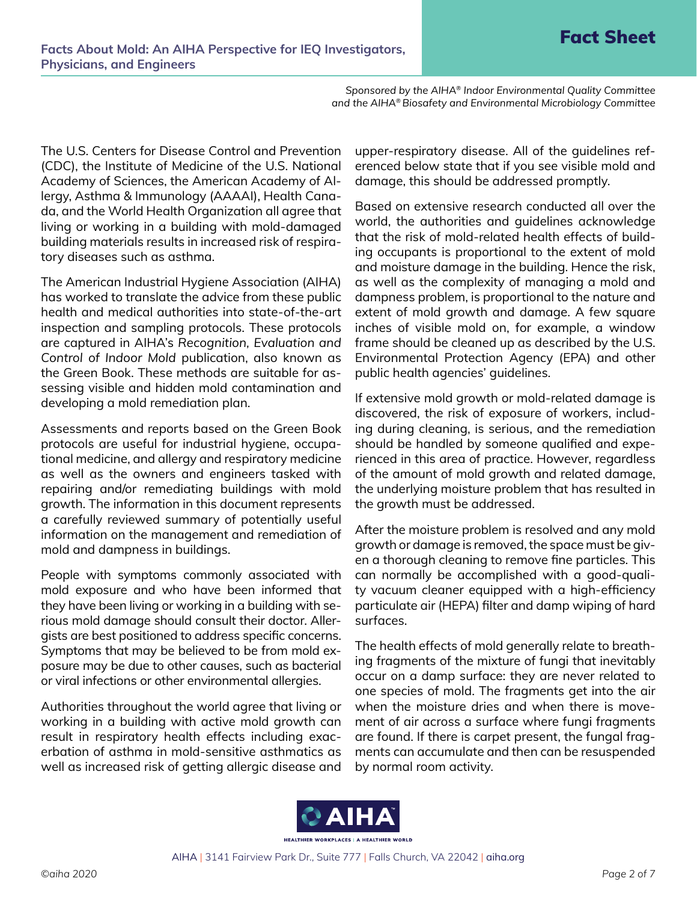The U.S. Centers for Disease Control and Prevention (CDC), the Institute of Medicine of the U.S. National Academy of Sciences, the American Academy of Allergy, Asthma & Immunology (AAAAI), Health Canada, and the World Health Organization all agree that living or working in a building with mold-damaged building materials results in increased risk of respiratory diseases such as asthma.

The American Industrial Hygiene Association (AIHA) has worked to translate the advice from these public health and medical authorities into state-of-the-art inspection and sampling protocols. These protocols are captured in AIHA's *Recognition, Evaluation and Control of Indoor Mold* publication, also known as the Green Book. These methods are suitable for assessing visible and hidden mold contamination and developing a mold remediation plan.

Assessments and reports based on the Green Book protocols are useful for industrial hygiene, occupational medicine, and allergy and respiratory medicine as well as the owners and engineers tasked with repairing and/or remediating buildings with mold growth. The information in this document represents a carefully reviewed summary of potentially useful information on the management and remediation of mold and dampness in buildings.

People with symptoms commonly associated with mold exposure and who have been informed that they have been living or working in a building with serious mold damage should consult their doctor. Allergists are best positioned to address specific concerns. Symptoms that may be believed to be from mold exposure may be due to other causes, such as bacterial or viral infections or other environmental allergies.

Authorities throughout the world agree that living or working in a building with active mold growth can result in respiratory health effects including exacerbation of asthma in mold-sensitive asthmatics as well as increased risk of getting allergic disease and upper-respiratory disease. All of the guidelines referenced below state that if you see visible mold and damage, this should be addressed promptly.

Based on extensive research conducted all over the world, the authorities and guidelines acknowledge that the risk of mold-related health effects of building occupants is proportional to the extent of mold and moisture damage in the building. Hence the risk, as well as the complexity of managing a mold and dampness problem, is proportional to the nature and extent of mold growth and damage. A few square inches of visible mold on, for example, a window frame should be cleaned up as described by the U.S. Environmental Protection Agency (EPA) and other public health agencies' guidelines.

If extensive mold growth or mold-related damage is discovered, the risk of exposure of workers, including during cleaning, is serious, and the remediation should be handled by someone qualified and experienced in this area of practice. However, regardless of the amount of mold growth and related damage, the underlying moisture problem that has resulted in the growth must be addressed.

After the moisture problem is resolved and any mold growth or damage is removed, the space must be given a thorough cleaning to remove fine particles. This can normally be accomplished with a good-quality vacuum cleaner equipped with a high-efficiency particulate air (HEPA) filter and damp wiping of hard surfaces.

The health effects of mold generally relate to breathing fragments of the mixture of fungi that inevitably occur on a damp surface: they are never related to one species of mold. The fragments get into the air when the moisture dries and when there is movement of air across a surface where fungi fragments are found. If there is carpet present, the fungal fragments can accumulate and then can be resuspended by normal room activity.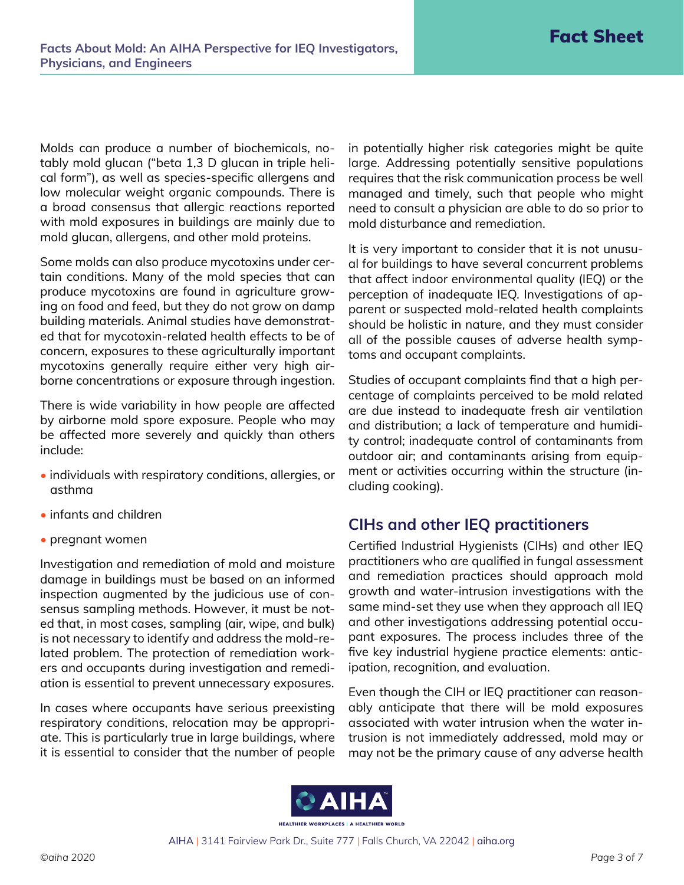Molds can produce a number of biochemicals, notably mold glucan ("beta 1,3 D glucan in triple helical form"), as well as species-specific allergens and low molecular weight organic compounds. There is a broad consensus that allergic reactions reported with mold exposures in buildings are mainly due to mold glucan, allergens, and other mold proteins.

Some molds can also produce mycotoxins under certain conditions. Many of the mold species that can produce mycotoxins are found in agriculture growing on food and feed, but they do not grow on damp building materials. Animal studies have demonstrated that for mycotoxin-related health effects to be of concern, exposures to these agriculturally important mycotoxins generally require either very high airborne concentrations or exposure through ingestion.

There is wide variability in how people are affected by airborne mold spore exposure. People who may be affected more severely and quickly than others include:

- individuals with respiratory conditions, allergies, or asthma
- infants and children
- pregnant women

Investigation and remediation of mold and moisture damage in buildings must be based on an informed inspection augmented by the judicious use of consensus sampling methods. However, it must be noted that, in most cases, sampling (air, wipe, and bulk) is not necessary to identify and address the mold-related problem. The protection of remediation workers and occupants during investigation and remediation is essential to prevent unnecessary exposures.

In cases where occupants have serious preexisting respiratory conditions, relocation may be appropriate. This is particularly true in large buildings, where it is essential to consider that the number of people in potentially higher risk categories might be quite large. Addressing potentially sensitive populations requires that the risk communication process be well managed and timely, such that people who might need to consult a physician are able to do so prior to mold disturbance and remediation.

It is very important to consider that it is not unusual for buildings to have several concurrent problems that affect indoor environmental quality (IEQ) or the perception of inadequate IEQ. Investigations of apparent or suspected mold-related health complaints should be holistic in nature, and they must consider all of the possible causes of adverse health symptoms and occupant complaints.

Studies of occupant complaints find that a high percentage of complaints perceived to be mold related are due instead to inadequate fresh air ventilation and distribution; a lack of temperature and humidity control; inadequate control of contaminants from outdoor air; and contaminants arising from equipment or activities occurring within the structure (including cooking).

## CIHs and other IEQ practitioners

Certified Industrial Hygienists (CIHs) and other IEQ practitioners who are qualified in fungal assessment and remediation practices should approach mold growth and water-intrusion investigations with the same mind-set they use when they approach all IEQ and other investigations addressing potential occupant exposures. The process includes three of the five key industrial hygiene practice elements: anticipation, recognition, and evaluation.

Even though the CIH or IEQ practitioner can reasonably anticipate that there will be mold exposures associated with water intrusion when the water intrusion is not immediately addressed, mold may or may not be the primary cause of any adverse health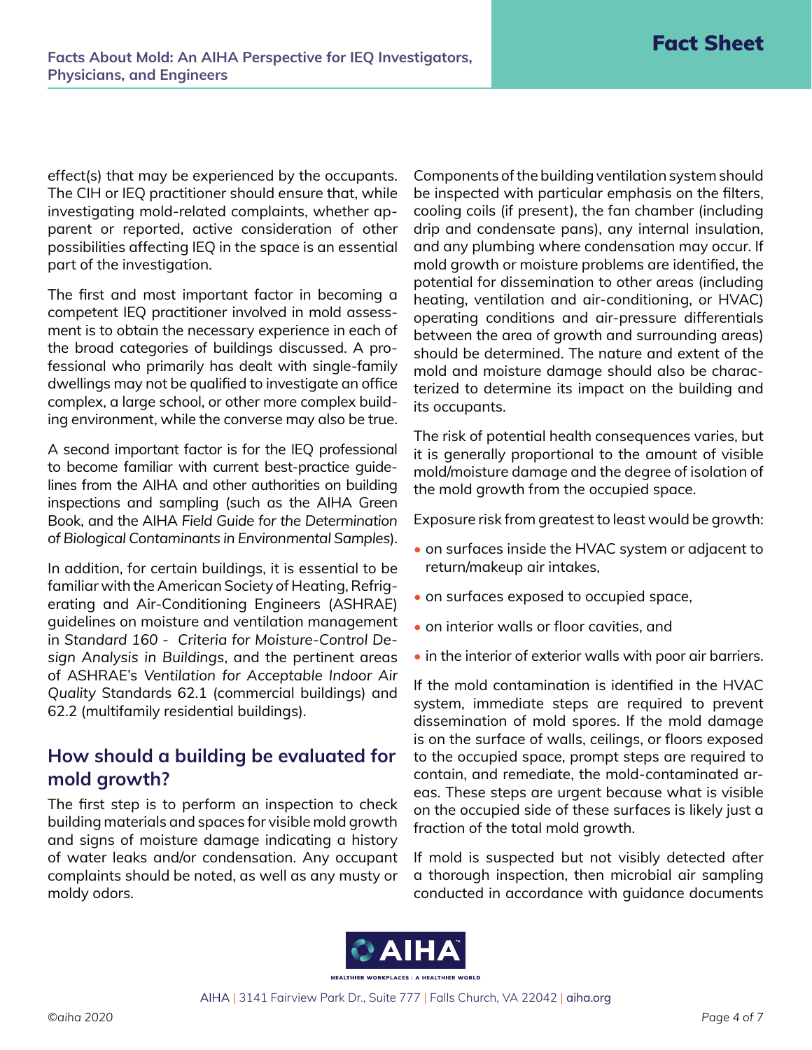effect(s) that may be experienced by the occupants. The CIH or IEQ practitioner should ensure that, while investigating mold-related complaints, whether apparent or reported, active consideration of other possibilities affecting IEQ in the space is an essential part of the investigation.

The first and most important factor in becoming a competent IEQ practitioner involved in mold assessment is to obtain the necessary experience in each of the broad categories of buildings discussed. A professional who primarily has dealt with single-family dwellings may not be qualified to investigate an office complex, a large school, or other more complex building environment, while the converse may also be true.

A second important factor is for the IEQ professional to become familiar with current best-practice guidelines from the AIHA and other authorities on building inspections and sampling (such as the AIHA Green Book, and the AIHA *Field Guide for the Determination of Biological Contaminants in Environmental Samples*).

In addition, for certain buildings, it is essential to be familiar with the American Society of Heating, Refrigerating and Air-Conditioning Engineers (ASHRAE) guidelines on moisture and ventilation management in *Standard 160 - Criteria for Moisture-Control Design Analysis in Buildings*, and the pertinent areas of ASHRAE's *Ventilation for Acceptable Indoor Air Quality* Standards 62.1 (commercial buildings) and 62.2 (multifamily residential buildings).

## How should a building be evaluated for mold growth?

The first step is to perform an inspection to check building materials and spaces for visible mold growth and signs of moisture damage indicating a history of water leaks and/or condensation. Any occupant complaints should be noted, as well as any musty or moldy odors.

Components of the building ventilation system should be inspected with particular emphasis on the filters, cooling coils (if present), the fan chamber (including drip and condensate pans), any internal insulation, and any plumbing where condensation may occur. If mold growth or moisture problems are identified, the potential for dissemination to other areas (including heating, ventilation and air-conditioning, or HVAC) operating conditions and air-pressure differentials between the area of growth and surrounding areas) should be determined. The nature and extent of the mold and moisture damage should also be characterized to determine its impact on the building and its occupants.

The risk of potential health consequences varies, but it is generally proportional to the amount of visible mold/moisture damage and the degree of isolation of the mold growth from the occupied space.

Exposure risk from greatest to least would be growth:

- on surfaces inside the HVAC system or adjacent to return/makeup air intakes,
- on surfaces exposed to occupied space,
- on interior walls or floor cavities, and
- in the interior of exterior walls with poor air barriers.

If the mold contamination is identified in the HVAC system, immediate steps are required to prevent dissemination of mold spores. If the mold damage is on the surface of walls, ceilings, or floors exposed to the occupied space, prompt steps are required to contain, and remediate, the mold-contaminated areas. These steps are urgent because what is visible on the occupied side of these surfaces is likely just a fraction of the total mold growth.

If mold is suspected but not visibly detected after a thorough inspection, then microbial air sampling conducted in accordance with guidance documents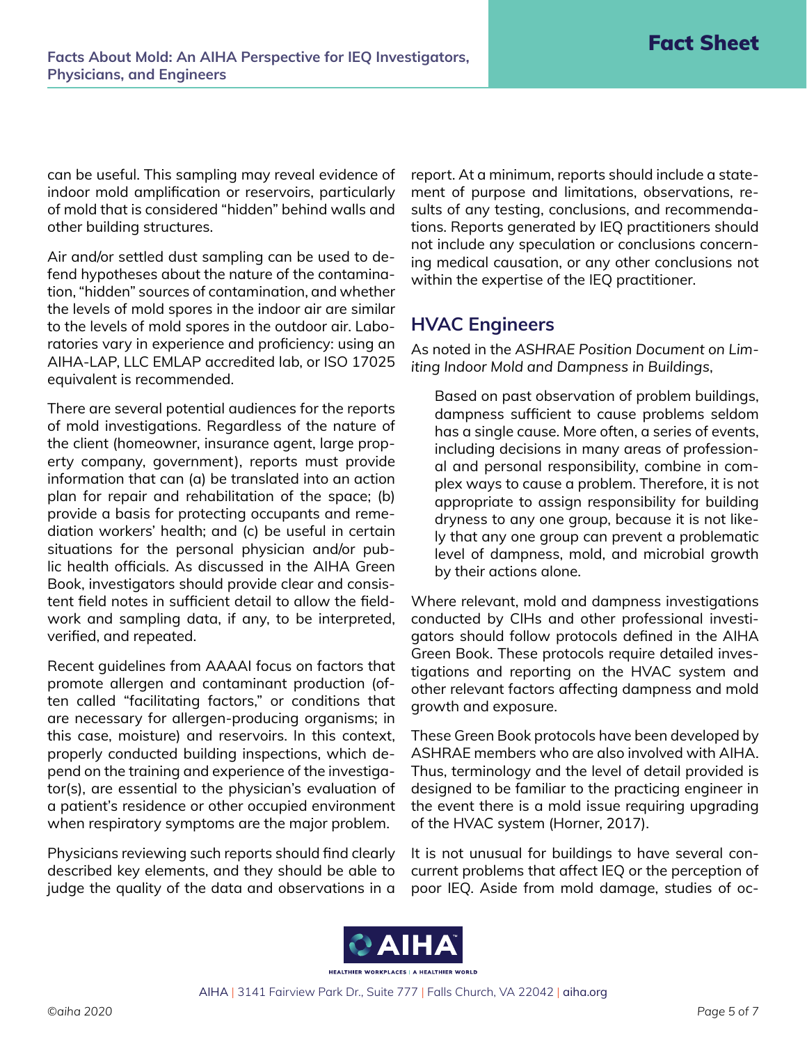can be useful. This sampling may reveal evidence of indoor mold amplification or reservoirs, particularly of mold that is considered "hidden" behind walls and other building structures.

Air and/or settled dust sampling can be used to defend hypotheses about the nature of the contamination, "hidden" sources of contamination, and whether the levels of mold spores in the indoor air are similar to the levels of mold spores in the outdoor air. Laboratories vary in experience and proficiency: using an AIHA-LAP, LLC EMLAP accredited lab, or ISO 17025 equivalent is recommended.

There are several potential audiences for the reports of mold investigations. Regardless of the nature of the client (homeowner, insurance agent, large property company, government), reports must provide information that can (a) be translated into an action plan for repair and rehabilitation of the space; (b) provide a basis for protecting occupants and remediation workers' health; and (c) be useful in certain situations for the personal physician and/or public health officials. As discussed in the AIHA Green Book, investigators should provide clear and consistent field notes in sufficient detail to allow the fieldwork and sampling data, if any, to be interpreted, verified, and repeated.

Recent guidelines from AAAAI focus on factors that promote allergen and contaminant production (often called "facilitating factors," or conditions that are necessary for allergen-producing organisms; in this case, moisture) and reservoirs. In this context, properly conducted building inspections, which depend on the training and experience of the investigator(s), are essential to the physician's evaluation of a patient's residence or other occupied environment when respiratory symptoms are the major problem.

Physicians reviewing such reports should find clearly described key elements, and they should be able to judge the quality of the data and observations in a report. At a minimum, reports should include a statement of purpose and limitations, observations, results of any testing, conclusions, and recommendations. Reports generated by IEQ practitioners should not include any speculation or conclusions concerning medical causation, or any other conclusions not within the expertise of the IEQ practitioner.

## HVAC Engineers

As noted in the *ASHRAE Position Document on Limiting Indoor Mold and Dampness in Buildings*,

> Based on past observation of problem buildings, dampness sufficient to cause problems seldom has a single cause. More often, a series of events, including decisions in many areas of professional and personal responsibility, combine in complex ways to cause a problem. Therefore, it is not appropriate to assign responsibility for building dryness to any one group, because it is not likely that any one group can prevent a problematic level of dampness, mold, and microbial growth by their actions alone.

Where relevant, mold and dampness investigations conducted by CIHs and other professional investigators should follow protocols defined in the AIHA Green Book. These protocols require detailed investigations and reporting on the HVAC system and other relevant factors affecting dampness and mold growth and exposure.

These Green Book protocols have been developed by ASHRAE members who are also involved with AIHA. Thus, terminology and the level of detail provided is designed to be familiar to the practicing engineer in the event there is a mold issue requiring upgrading of the HVAC system (Horner, 2017).

It is not unusual for buildings to have several concurrent problems that affect IEQ or the perception of poor IEQ. Aside from mold damage, studies of oc-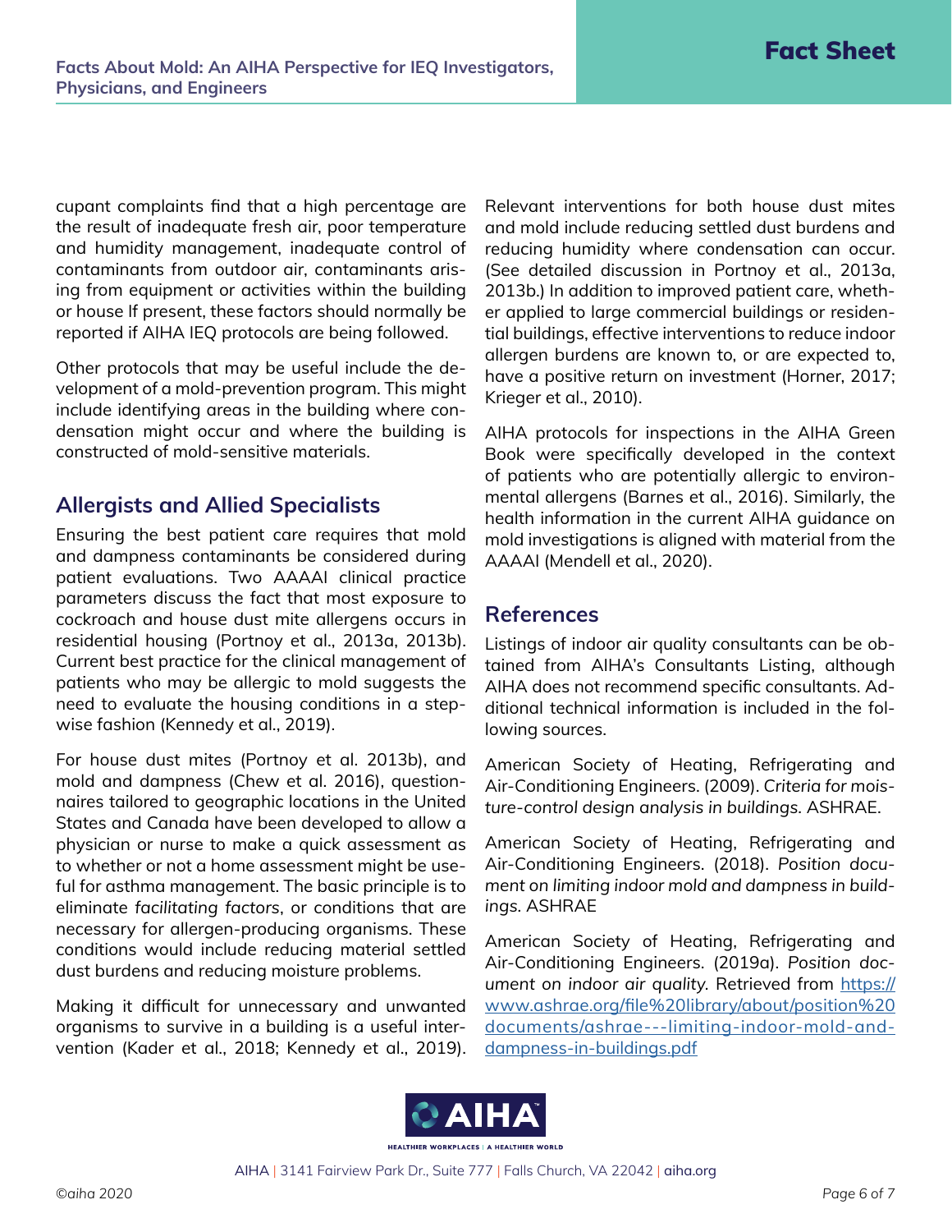cupant complaints find that a high percentage are the result of inadequate fresh air, poor temperature and humidity management, inadequate control of contaminants from outdoor air, contaminants arising from equipment or activities within the building or house If present, these factors should normally be reported if AIHA IEQ protocols are being followed.

Other protocols that may be useful include the development of a mold-prevention program. This might include identifying areas in the building where condensation might occur and where the building is constructed of mold-sensitive materials.

## Allergists and Allied Specialists

Ensuring the best patient care requires that mold and dampness contaminants be considered during patient evaluations. Two AAAAI clinical practice parameters discuss the fact that most exposure to cockroach and house dust mite allergens occurs in residential housing (Portnoy et al., 2013a, 2013b). Current best practice for the clinical management of patients who may be allergic to mold suggests the need to evaluate the housing conditions in a stepwise fashion (Kennedy et al., 2019).

For house dust mites (Portnoy et al. 2013b), and mold and dampness (Chew et al. 2016), questionnaires tailored to geographic locations in the United States and Canada have been developed to allow a physician or nurse to make a quick assessment as to whether or not a home assessment might be useful for asthma management. The basic principle is to eliminate *facilitating factors*, or conditions that are necessary for allergen-producing organisms. These conditions would include reducing material settled dust burdens and reducing moisture problems.

Making it difficult for unnecessary and unwanted organisms to survive in a building is a useful intervention (Kader et al., 2018; Kennedy et al., 2019). Relevant interventions for both house dust mites and mold include reducing settled dust burdens and reducing humidity where condensation can occur. (See detailed discussion in Portnoy et al., 2013a, 2013b.) In addition to improved patient care, whether applied to large commercial buildings or residential buildings, effective interventions to reduce indoor allergen burdens are known to, or are expected to, have a positive return on investment (Horner, 2017; Krieger et al., 2010).

AIHA protocols for inspections in the AIHA Green Book were specifically developed in the context of patients who are potentially allergic to environmental allergens (Barnes et al., 2016). Similarly, the health information in the current AIHA guidance on mold investigations is aligned with material from the AAAAI (Mendell et al., 2020).

## References

Listings of indoor air quality consultants can be obtained from AIHA's Consultants Listing, although AIHA does not recommend specific consultants. Additional technical information is included in the following sources.

American Society of Heating, Refrigerating and Air-Conditioning Engineers. (2009). *Criteria for moisture-control design analysis in buildings.* ASHRAE.

American Society of Heating, Refrigerating and Air-Conditioning Engineers. (2018). *Position document on limiting indoor mold and dampness in buildings.* ASHRAE

American Society of Heating, Refrigerating and Air-Conditioning Engineers. (2019a). *Position document on indoor air quality.* Retrieved from https://www.ashrae.org/file%20library/about/position%20documents/ashrae---limiting-indoor-mold-and-dampness-in-buildings.pdf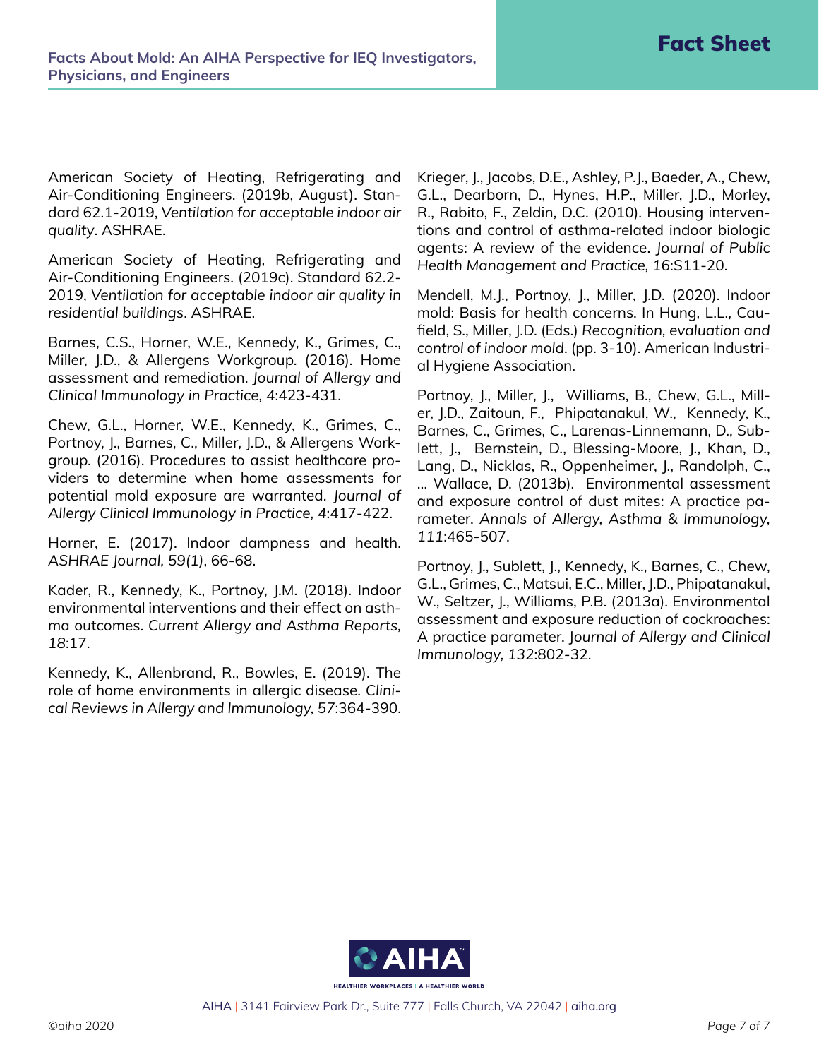American Society of Heating, Refrigerating and Air-Conditioning Engineers. (2019b, August). Standard 62.1-2019, *Ventilation for acceptable indoor air quality*. ASHRAE.

American Society of Heating, Refrigerating and Air-Conditioning Engineers. (2019c). Standard 62.2-2019, *Ventilation for acceptable indoor air quality in residential buildings*. ASHRAE.

Barnes, C.S., Horner, W.E., Kennedy, K., Grimes, C., Miller, J.D., & Allergens Workgroup. (2016). Home assessment and remediation. *Journal of Allergy and Clinical Immunology in Practice, 4*:423-431.

Chew, G.L., Horner, W.E., Kennedy, K., Grimes, C., Portnoy, J., Barnes, C., Miller, J.D., & Allergens Workgroup. (2016). Procedures to assist healthcare providers to determine when home assessments for potential mold exposure are warranted. *Journal of Allergy Clinical Immunology in Practice, 4*:417-422.

Horner, E. (2017). Indoor dampness and health. *ASHRAE Journal, 59(1)*, 66-68.

Kader, R., Kennedy, K., Portnoy, J.M. (2018). Indoor environmental interventions and their effect on asthma outcomes. *Current Allergy and Asthma Reports, 18*:17.

Kennedy, K., Allenbrand, R., Bowles, E. (2019). The role of home environments in allergic disease. *Clinical Reviews in Allergy and Immunology, 57*:364-390.

Krieger, J., Jacobs, D.E., Ashley, P.J., Baeder, A., Chew, G.L., Dearborn, D., Hynes, H.P., Miller, J.D., Morley, R., Rabito, F., Zeldin, D.C. (2010). Housing interventions and control of asthma-related indoor biologic agents: A review of the evidence. *Journal of Public Health Management and Practice, 16*:S11-20.

Mendell, M.J., Portnoy, J., Miller, J.D. (2020). Indoor mold: Basis for health concerns. In Hung, L.L., Caufield, S., Miller, J.D. (Eds.) *Recognition, evaluation and control of indoor mold*. (pp. 3-10). American Industrial Hygiene Association.

Portnoy, J., Miller, J., Williams, B., Chew, G.L., Miller, J.D., Zaitoun, F., Phipatanakul, W., Kennedy, K., Barnes, C., Grimes, C., Larenas-Linnemann, D., Sublett, J., Bernstein, D., Blessing-Moore, J., Khan, D., Lang, D., Nicklas, R., Oppenheimer, J., Randolph, C., ... Wallace, D. (2013b). Environmental assessment and exposure control of dust mites: A practice parameter. *Annals of Allergy, Asthma & Immunology, 111*:465-507.

Portnoy, J., Sublett, J., Kennedy, K., Barnes, C., Chew, G.L., Grimes, C., Matsui, E.C., Miller, J.D., Phipatanakul, W., Seltzer, J., Williams, P.B. (2013a). Environmental assessment and exposure reduction of cockroaches: A practice parameter. *Journal of Allergy and Clinical Immunology, 132*:802-32.

AIHA | 3141 Fairview Park Dr., Suite 777 | Falls Church, VA 22042 | aiha.org